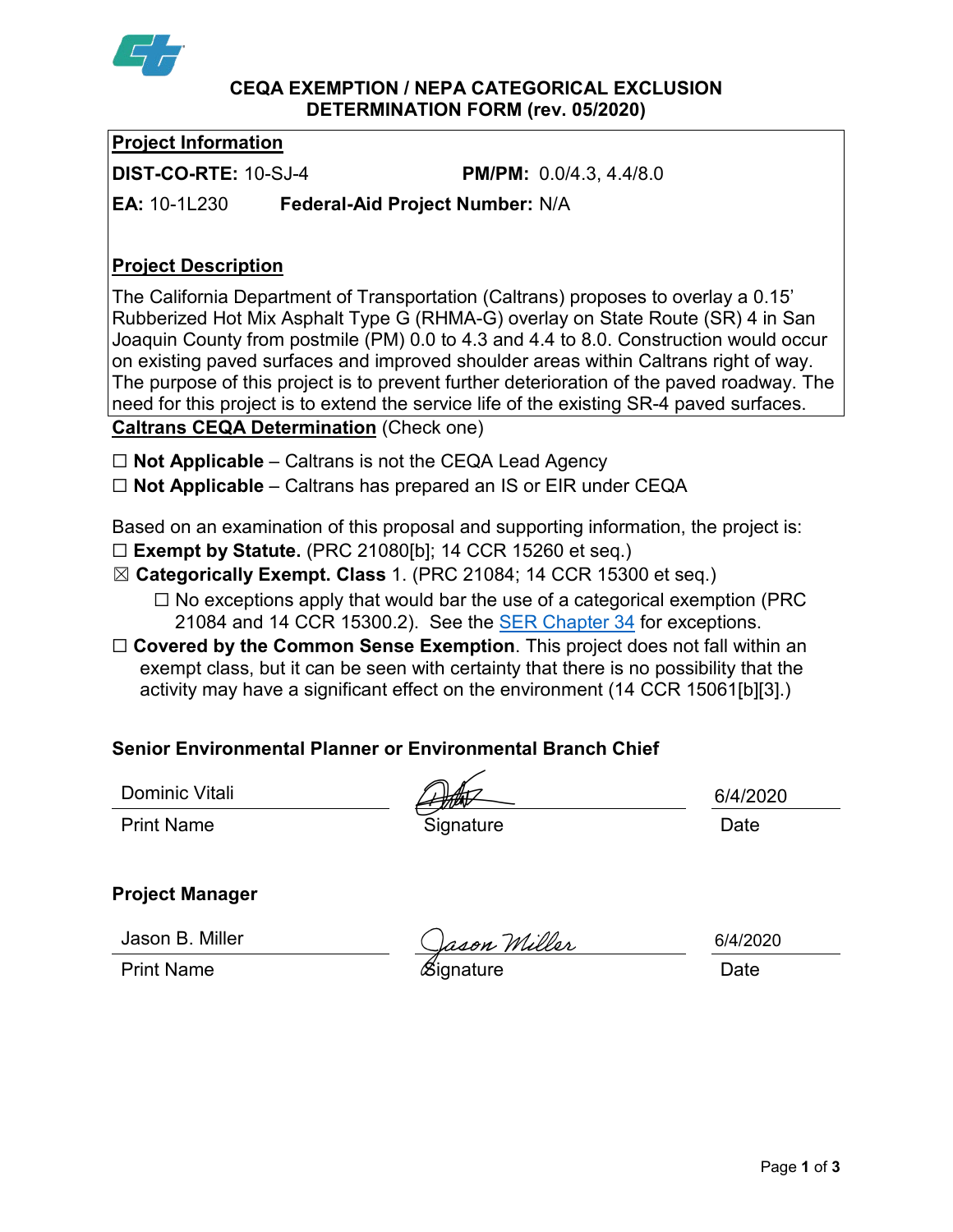# CEQA EXEMPTION / NEPA CATEGORICAL EXCLUSION DETERMINATION FORM (rev. 05/2020)

## Project Information

**DIST-CO-RTE:** 10-SJ-4 **PM/PM:** 0.0/4.3, 4.4/8.0

**EA:** 10-1L230 **Federal-Aid Project Number:** N/A

## Project Description

The California Department of Transportation (Caltrans) proposes to overlay a 0.15' Rubberized Hot Mix Asphalt Type G (RHMA-G) overlay on State Route (SR) 4 in San Joaquin County from postmile (PM) 0.0 to 4.3 and 4.4 to 8.0. Construction would occur on existing paved surfaces and improved shoulder areas within Caltrans right of way. The purpose of this project is to prevent further deterioration of the paved roadway. The need for this project is to extend the service life of the existing SR-4 paved surfaces.

**Caltrans CEQA Determination** (Check one)

☐ **Not Applicable** – Caltrans is not the CEQA Lead Agency

☐ **Not Applicable** – Caltrans has prepared an IS or EIR under CEQA

Based on an examination of this proposal and supporting information, the project is:

☐ **Exempt by Statute.** (PRC 21080[b]; 14 CCR 15260 et seq.)

☒ **Categorically Exempt. Class** 1. (PRC 21084; 14 CCR 15300 et seq.)

☐ No exceptions apply that would bar the use of a categorical exemption (PRC 21084 and 14 CCR 15300.2). See the SER Chapter 34 for exceptions.

☐ **Covered by the Common Sense Exemption**. This project does not fall within an exempt class, but it can be seen with certainty that there is no possibility that the activity may have a significant effect on the environment (14 CCR 15061[b][3].)

**Senior Environmental Planner or Environmental Branch Chief**

| Dominic Vitali | [Signature] | 6/4/2020 |
|---|---|---|
| Print Name | Signature | Date |

**Project Manager**

| Jason B. Miller | Jason Miller | 6/4/2020 |
|---|---|---|
| Print Name | Signature | Date |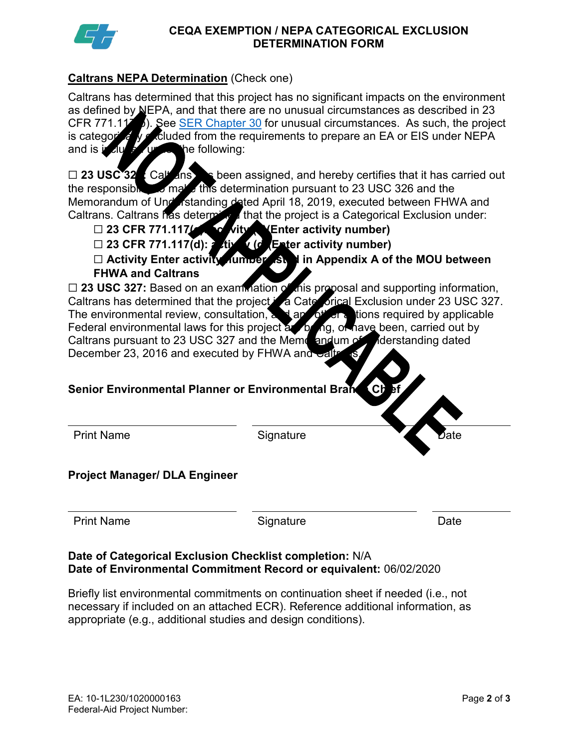# CEQA EXEMPTION / NEPA CATEGORICAL EXCLUSION DETERMINATION FORM

**Caltrans NEPA Determination** (Check one)

NOT APPLICABLE

Caltrans has determined that this project has no significant impacts on the environment as defined by NEPA, and that there are no unusual circumstances as described in 23 CFR 771.117(b). See SER Chapter 30 for unusual circumstances. As such, the project is categorically excluded from the requirements to prepare an EA or EIS under NEPA and is included under the following:

☐ **23 USC 326:** Caltrans has been assigned, and hereby certifies that it has carried out the responsibility to make this determination pursuant to 23 USC 326 and the Memorandum of Understanding dated April 18, 2019, executed between FHWA and Caltrans. Caltrans has determined that the project is a Categorical Exclusion under:

- ☐ **23 CFR 771.117(c): activity (c)(Enter activity number)**
- ☐ **23 CFR 771.117(d): activity (d)(Enter activity number)**
- ☐ **Activity Enter activity number listed in Appendix A of the MOU between FHWA and Caltrans**

☐ **23 USC 327:** Based on an examination of this proposal and supporting information, Caltrans has determined that the project is a Categorical Exclusion under 23 USC 327. The environmental review, consultation, and any other actions required by applicable Federal environmental laws for this project are being, or have been, carried out by Caltrans pursuant to 23 USC 327 and the Memorandum of Understanding dated December 23, 2016 and executed by FHWA and Caltrans.

**Senior Environmental Planner or Environmental Branch Chief**

| Print Name | Signature | Date |
|---|---|---|

**Project Manager/ DLA Engineer**

| Print Name | Signature | Date |
|---|---|---|

**Date of Categorical Exclusion Checklist completion:** N/A
**Date of Environmental Commitment Record or equivalent:** 06/02/2020

Briefly list environmental commitments on continuation sheet if needed (i.e., not necessary if included on an attached ECR). Reference additional information, as appropriate (e.g., additional studies and design conditions).

EA: 10-1L230/1020000163
Federal-Aid Project Number: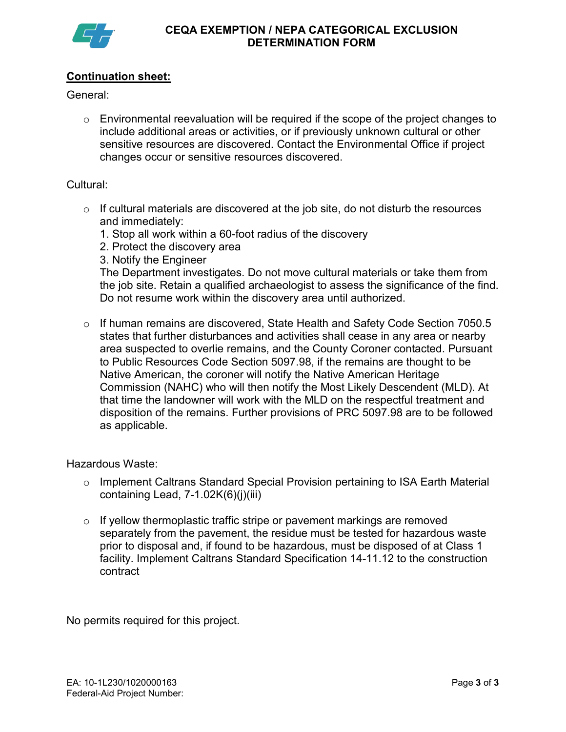**Continuation sheet:**

General:

- Environmental reevaluation will be required if the scope of the project changes to include additional areas or activities, or if previously unknown cultural or other sensitive resources are discovered. Contact the Environmental Office if project changes occur or sensitive resources discovered.

Cultural:

- If cultural materials are discovered at the job site, do not disturb the resources and immediately:
  1. Stop all work within a 60-foot radius of the discovery
  2. Protect the discovery area
  3. Notify the Engineer

  The Department investigates. Do not move cultural materials or take them from the job site. Retain a qualified archaeologist to assess the significance of the find. Do not resume work within the discovery area until authorized.

- If human remains are discovered, State Health and Safety Code Section 7050.5 states that further disturbances and activities shall cease in any area or nearby area suspected to overlie remains, and the County Coroner contacted. Pursuant to Public Resources Code Section 5097.98, if the remains are thought to be Native American, the coroner will notify the Native American Heritage Commission (NAHC) who will then notify the Most Likely Descendent (MLD). At that time the landowner will work with the MLD on the respectful treatment and disposition of the remains. Further provisions of PRC 5097.98 are to be followed as applicable.

Hazardous Waste:

- Implement Caltrans Standard Special Provision pertaining to ISA Earth Material containing Lead, 7-1.02K(6)(j)(iii)

- If yellow thermoplastic traffic stripe or pavement markings are removed separately from the pavement, the residue must be tested for hazardous waste prior to disposal and, if found to be hazardous, must be disposed of at Class 1 facility. Implement Caltrans Standard Specification 14-11.12 to the construction contract

No permits required for this project.

EA: 10-1L230/1020000163
Federal-Aid Project Number: